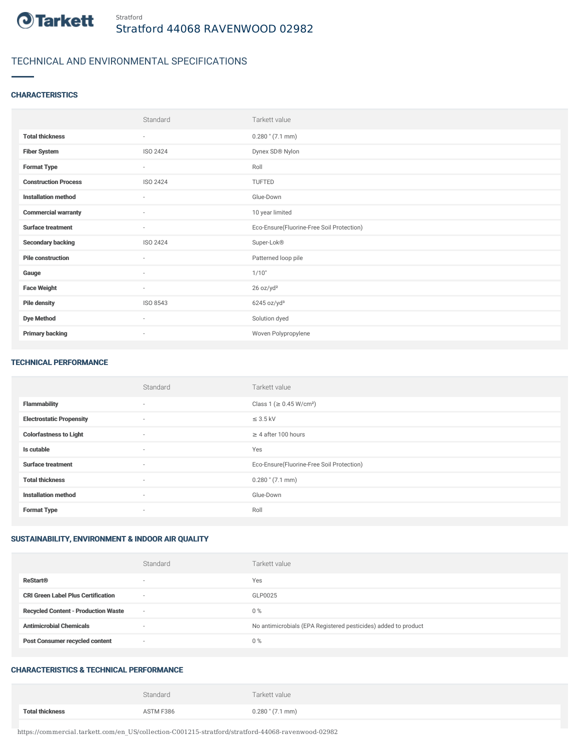Tarkett

Stratford

# Stratford 44068 RAVENWOOD 02982

## TECHNICAL AND ENVIRONMENTAL SPECIFICATIONS

### CHARACTERISTICS

| | Standard | Tarkett value |
|---|---|---|
| **Total thickness** | - | 0.280 " (7.1 mm) |
| **Fiber System** | ISO 2424 | Dynex SD® Nylon |
| **Format Type** | - | Roll |
| **Construction Process** | ISO 2424 | TUFTED |
| **Installation method** | - | Glue-Down |
| **Commercial warranty** | - | 10 year limited |
| **Surface treatment** | - | Eco-Ensure(Fluorine-Free Soil Protection) |
| **Secondary backing** | ISO 2424 | Super-Lok® |
| **Pile construction** | - | Patterned loop pile |
| **Gauge** | - | 1/10" |
| **Face Weight** | - | 26 oz/yd² |
| **Pile density** | ISO 8543 | 6245 oz/yd³ |
| **Dye Method** | - | Solution dyed |
| **Primary backing** | - | Woven Polypropylene |

### TECHNICAL PERFORMANCE

| | Standard | Tarkett value |
|---|---|---|
| **Flammability** | - | Class 1 (≥ 0.45 W/cm²) |
| **Electrostatic Propensity** | - | ≤ 3.5 kV |
| **Colorfastness to Light** | - | ≥ 4 after 100 hours |
| **Is cutable** | - | Yes |
| **Surface treatment** | - | Eco-Ensure(Fluorine-Free Soil Protection) |
| **Total thickness** | - | 0.280 " (7.1 mm) |
| **Installation method** | - | Glue-Down |
| **Format Type** | - | Roll |

### SUSTAINABILITY, ENVIRONMENT & INDOOR AIR QUALITY

| | Standard | Tarkett value |
|---|---|---|
| **ReStart®** | - | Yes |
| **CRI Green Label Plus Certification** | - | GLP0025 |
| **Recycled Content - Production Waste** | - | 0 % |
| **Antimicrobial Chemicals** | - | No antimicrobials (EPA Registered pesticides) added to product |
| **Post Consumer recycled content** | - | 0 % |

### CHARACTERISTICS & TECHNICAL PERFORMANCE

| | Standard | Tarkett value |
|---|---|---|
| **Total thickness** | ASTM F386 | 0.280 " (7.1 mm) |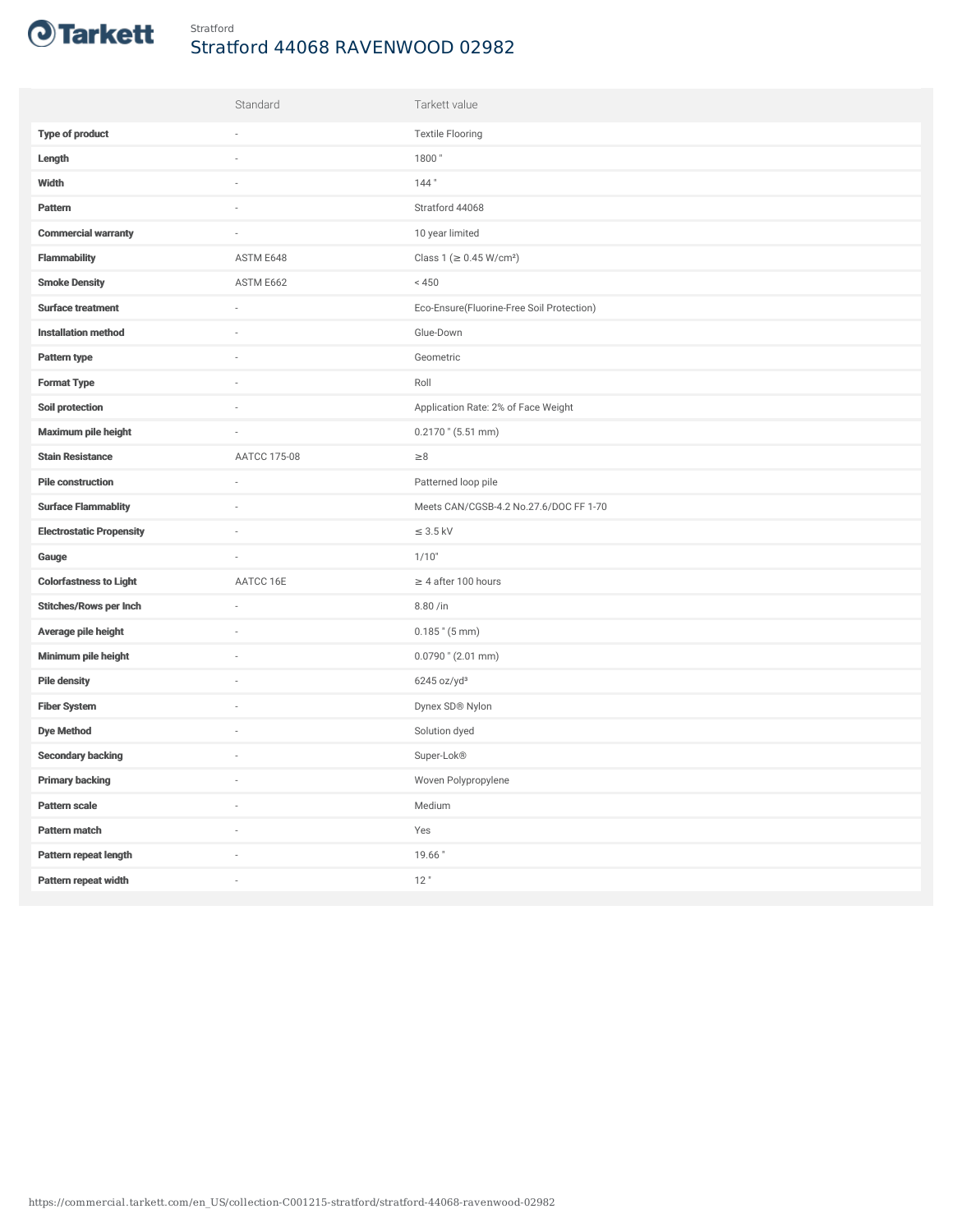Stratford

# Stratford 44068 RAVENWOOD 02982

| | Standard | Tarkett value |
|---|---|---|
| **Type of product** | - | Textile Flooring |
| **Length** | - | 1800 " |
| **Width** | - | 144 " |
| **Pattern** | - | Stratford 44068 |
| **Commercial warranty** | - | 10 year limited |
| **Flammability** | ASTM E648 | Class 1 (≥ 0.45 W/cm²) |
| **Smoke Density** | ASTM E662 | < 450 |
| **Surface treatment** | - | Eco-Ensure(Fluorine-Free Soil Protection) |
| **Installation method** | - | Glue-Down |
| **Pattern type** | - | Geometric |
| **Format Type** | - | Roll |
| **Soil protection** | - | Application Rate: 2% of Face Weight |
| **Maximum pile height** | - | 0.2170 " (5.51 mm) |
| **Stain Resistance** | AATCC 175-08 | ≥8 |
| **Pile construction** | - | Patterned loop pile |
| **Surface Flammablity** | - | Meets CAN/CGSB-4.2 No.27.6/DOC FF 1-70 |
| **Electrostatic Propensity** | - | ≤ 3.5 kV |
| **Gauge** | - | 1/10" |
| **Colorfastness to Light** | AATCC 16E | ≥ 4 after 100 hours |
| **Stitches/Rows per Inch** | - | 8.80 /in |
| **Average pile height** | - | 0.185 " (5 mm) |
| **Minimum pile height** | - | 0.0790 " (2.01 mm) |
| **Pile density** | - | 6245 oz/yd³ |
| **Fiber System** | - | Dynex SD® Nylon |
| **Dye Method** | - | Solution dyed |
| **Secondary backing** | - | Super-Lok® |
| **Primary backing** | - | Woven Polypropylene |
| **Pattern scale** | - | Medium |
| **Pattern match** | - | Yes |
| **Pattern repeat length** | - | 19.66 " |
| **Pattern repeat width** | - | 12 " |

https://commercial.tarkett.com/en_US/collection-C001215-stratford/stratford-44068-ravenwood-02982